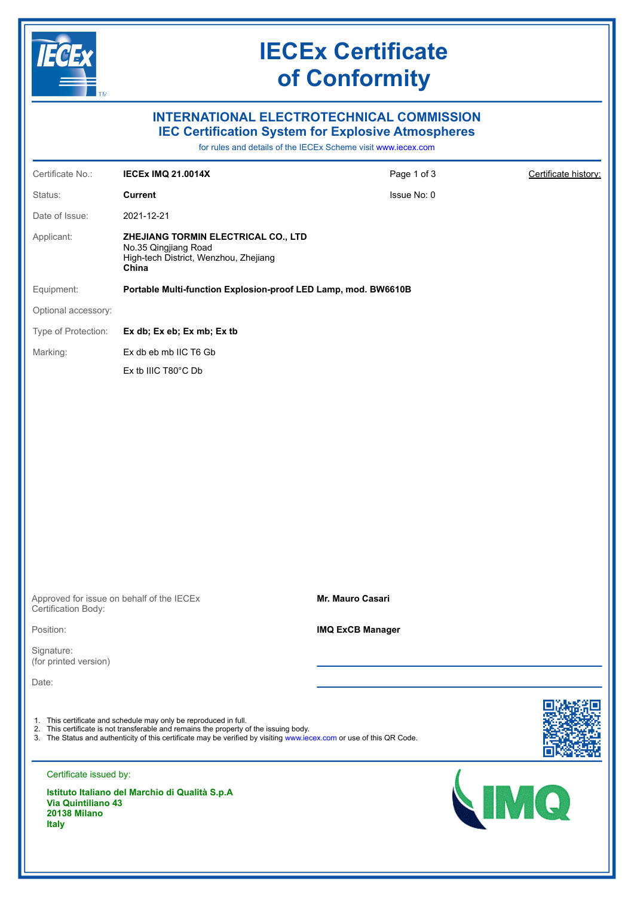# IECEx Certificate of Conformity

## INTERNATIONAL ELECTROTECHNICAL COMMISSION
## IEC Certification System for Explosive Atmospheres

for rules and details of the IECEx Scheme visit www.iecex.com

| | | | |
|---|---|---|---|
| Certificate No.: | **IECEx IMQ 21.0014X** | Page 1 of 3 | Certificate history: |
| Status: | **Current** | Issue No: 0 | |
| Date of Issue: | 2021-12-21 | | |
| Applicant: | **ZHEJIANG TORMIN ELECTRICAL CO., LTD**<br>No.35 Qingjiang Road<br>High-tech District, Wenzhou, Zhejiang<br>**China** | | |
| Equipment: | **Portable Multi-function Explosion-proof LED Lamp, mod. BW6610B** | | |
| Optional accessory: | | | |
| Type of Protection: | **Ex db; Ex eb; Ex mb; Ex tb** | | |
| Marking: | Ex db eb mb IIC T6 Gb<br>Ex tb IIIC T80°C Db | | |

Approved for issue on behalf of the IECEx Certification Body: **Mr. Mauro Casari**

Position: **IMQ ExCB Manager**

Signature:
(for printed version)

Date:

1. This certificate and schedule may only be reproduced in full.
2. This certificate is not transferable and remains the property of the issuing body.
3. The Status and authenticity of this certificate may be verified by visiting www.iecex.com or use of this QR Code.

Certificate issued by:

**Istituto Italiano del Marchio di Qualità S.p.A**
**Via Quintiliano 43**
**20138 Milano**
**Italy**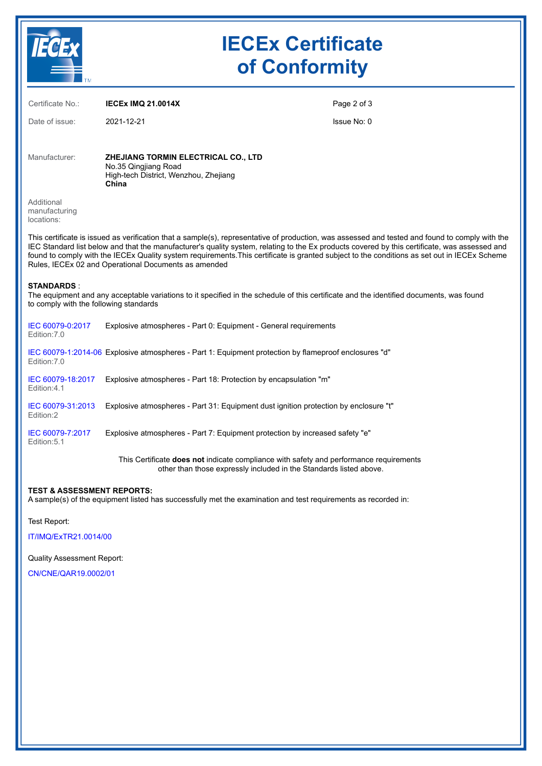# IECEx Certificate of Conformity

| | | |
|---|---|---|
| Certificate No.: | **IECEx IMQ 21.0014X** | |
| Date of issue: | 2021-12-21 | Issue No: 0 |

Manufacturer: **ZHEJIANG TORMIN ELECTRICAL CO., LTD**
No.35 Qingjiang Road
High-tech District, Wenzhou, Zhejiang
**China**

Additional manufacturing locations:

This certificate is issued as verification that a sample(s), representative of production, was assessed and tested and found to comply with the IEC Standard list below and that the manufacturer's quality system, relating to the Ex products covered by this certificate, was assessed and found to comply with the IECEx Quality system requirements.This certificate is granted subject to the conditions as set out in IECEx Scheme Rules, IECEx 02 and Operational Documents as amended

**STANDARDS** :
The equipment and any acceptable variations to it specified in the schedule of this certificate and the identified documents, was found to comply with the following standards

| Standard | Title |
|---|---|
| IEC 60079-0:2017 Edition:7.0 | Explosive atmospheres - Part 0: Equipment - General requirements |
| IEC 60079-1:2014-06 Edition:7.0 | Explosive atmospheres - Part 1: Equipment protection by flameproof enclosures "d" |
| IEC 60079-18:2017 Edition:4.1 | Explosive atmospheres - Part 18: Protection by encapsulation "m" |
| IEC 60079-31:2013 Edition:2 | Explosive atmospheres - Part 31: Equipment dust ignition protection by enclosure "t" |
| IEC 60079-7:2017 Edition:5.1 | Explosive atmospheres - Part 7: Equipment protection by increased safety "e" |

This Certificate **does not** indicate compliance with safety and performance requirements other than those expressly included in the Standards listed above.

**TEST & ASSESSMENT REPORTS:**
A sample(s) of the equipment listed has successfully met the examination and test requirements as recorded in:

Test Report:

IT/IMQ/ExTR21.0014/00

Quality Assessment Report:

CN/CNE/QAR19.0002/01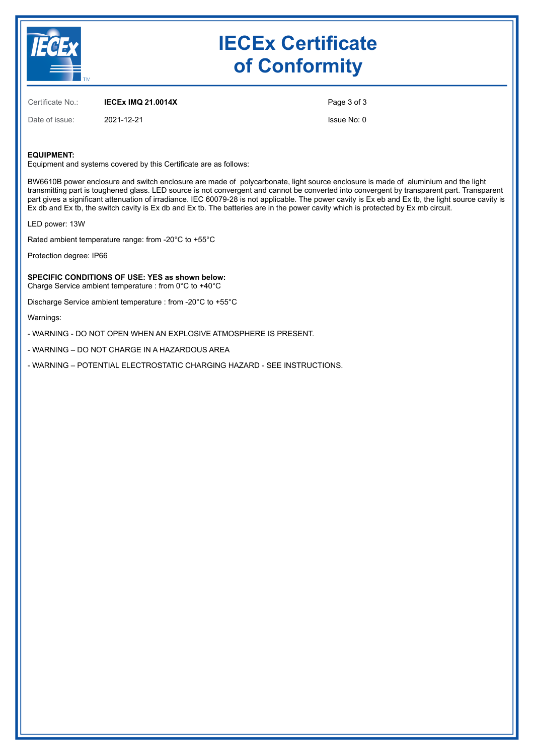# IECEx Certificate of Conformity

Certificate No.: **IECEx IMQ 21.0014X**

Date of issue: 2021-12-21

Issue No: 0

**EQUIPMENT:**
Equipment and systems covered by this Certificate are as follows:

BW6610B power enclosure and switch enclosure are made of polycarbonate, light source enclosure is made of aluminium and the light transmitting part is toughened glass. LED source is not convergent and cannot be converted into convergent by transparent part. Transparent part gives a significant attenuation of irradiance. IEC 60079-28 is not applicable. The power cavity is Ex eb and Ex tb, the light source cavity is Ex db and Ex tb, the switch cavity is Ex db and Ex tb. The batteries are in the power cavity which is protected by Ex mb circuit.

LED power: 13W

Rated ambient temperature range: from -20°C to +55°C

Protection degree: IP66

**SPECIFIC CONDITIONS OF USE: YES as shown below:**
Charge Service ambient temperature : from 0°C to +40°C

Discharge Service ambient temperature : from -20°C to +55°C

Warnings:

- WARNING - DO NOT OPEN WHEN AN EXPLOSIVE ATMOSPHERE IS PRESENT.

- WARNING – DO NOT CHARGE IN A HAZARDOUS AREA

- WARNING – POTENTIAL ELECTROSTATIC CHARGING HAZARD - SEE INSTRUCTIONS.